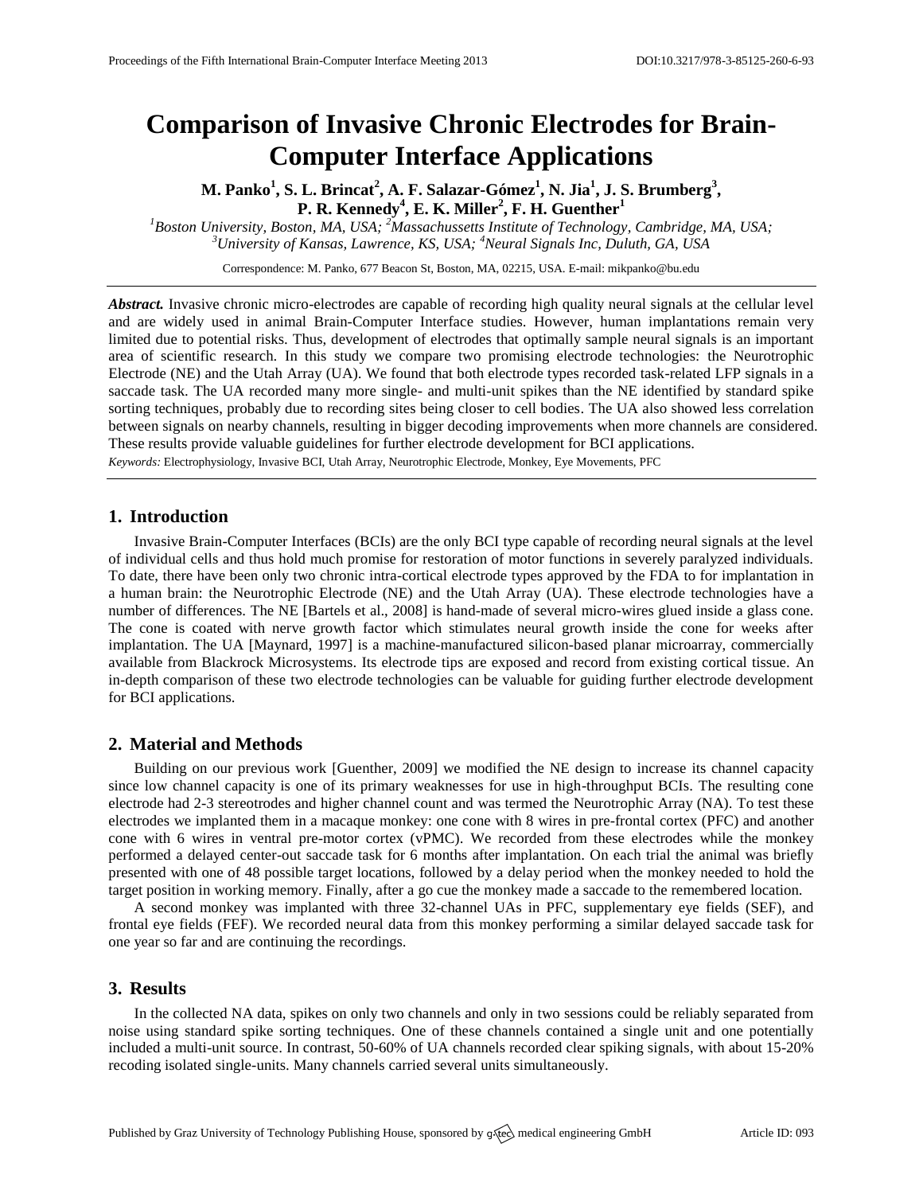# Comparison of Invasive Chronic Electrodes for Brain-Computer Interface Applications

**M. Panko[1], S. L. Brincat[2], A. F. Salazar-Gómez[1], N. Jia[1], J. S. Brumberg[3], P. R. Kennedy[4], E. K. Miller[2], F. H. Guenther[1]**

*[1]Boston University, Boston, MA, USA; [2]Massachussetts Institute of Technology, Cambridge, MA, USA; [3]University of Kansas, Lawrence, KS, USA; [4]Neural Signals Inc, Duluth, GA, USA*

Correspondence: M. Panko, 677 Beacon St, Boston, MA, 02215, USA. E-mail: mikpanko@bu.edu

***Abstract.*** Invasive chronic micro-electrodes are capable of recording high quality neural signals at the cellular level and are widely used in animal Brain-Computer Interface studies. However, human implantations remain very limited due to potential risks. Thus, development of electrodes that optimally sample neural signals is an important area of scientific research. In this study we compare two promising electrode technologies: the Neurotrophic Electrode (NE) and the Utah Array (UA). We found that both electrode types recorded task-related LFP signals in a saccade task. The UA recorded many more single- and multi-unit spikes than the NE identified by standard spike sorting techniques, probably due to recording sites being closer to cell bodies. The UA also showed less correlation between signals on nearby channels, resulting in bigger decoding improvements when more channels are considered. These results provide valuable guidelines for further electrode development for BCI applications.

*Keywords:* Electrophysiology, Invasive BCI, Utah Array, Neurotrophic Electrode, Monkey, Eye Movements, PFC

## 1. Introduction

Invasive Brain-Computer Interfaces (BCIs) are the only BCI type capable of recording neural signals at the level of individual cells and thus hold much promise for restoration of motor functions in severely paralyzed individuals. To date, there have been only two chronic intra-cortical electrode types approved by the FDA to for implantation in a human brain: the Neurotrophic Electrode (NE) and the Utah Array (UA). These electrode technologies have a number of differences. The NE [Bartels et al., 2008] is hand-made of several micro-wires glued inside a glass cone. The cone is coated with nerve growth factor which stimulates neural growth inside the cone for weeks after implantation. The UA [Maynard, 1997] is a machine-manufactured silicon-based planar microarray, commercially available from Blackrock Microsystems. Its electrode tips are exposed and record from existing cortical tissue. An in-depth comparison of these two electrode technologies can be valuable for guiding further electrode development for BCI applications.

## 2. Material and Methods

Building on our previous work [Guenther, 2009] we modified the NE design to increase its channel capacity since low channel capacity is one of its primary weaknesses for use in high-throughput BCIs. The resulting cone electrode had 2-3 stereotrodes and higher channel count and was termed the Neurotrophic Array (NA). To test these electrodes we implanted them in a macaque monkey: one cone with 8 wires in pre-frontal cortex (PFC) and another cone with 6 wires in ventral pre-motor cortex (vPMC). We recorded from these electrodes while the monkey performed a delayed center-out saccade task for 6 months after implantation. On each trial the animal was briefly presented with one of 48 possible target locations, followed by a delay period when the monkey needed to hold the target position in working memory. Finally, after a go cue the monkey made a saccade to the remembered location.

A second monkey was implanted with three 32-channel UAs in PFC, supplementary eye fields (SEF), and frontal eye fields (FEF). We recorded neural data from this monkey performing a similar delayed saccade task for one year so far and are continuing the recordings.

## 3. Results

In the collected NA data, spikes on only two channels and only in two sessions could be reliably separated from noise using standard spike sorting techniques. One of these channels contained a single unit and one potentially included a multi-unit source. In contrast, 50-60% of UA channels recorded clear spiking signals, with about 15-20% recoding isolated single-units. Many channels carried several units simultaneously.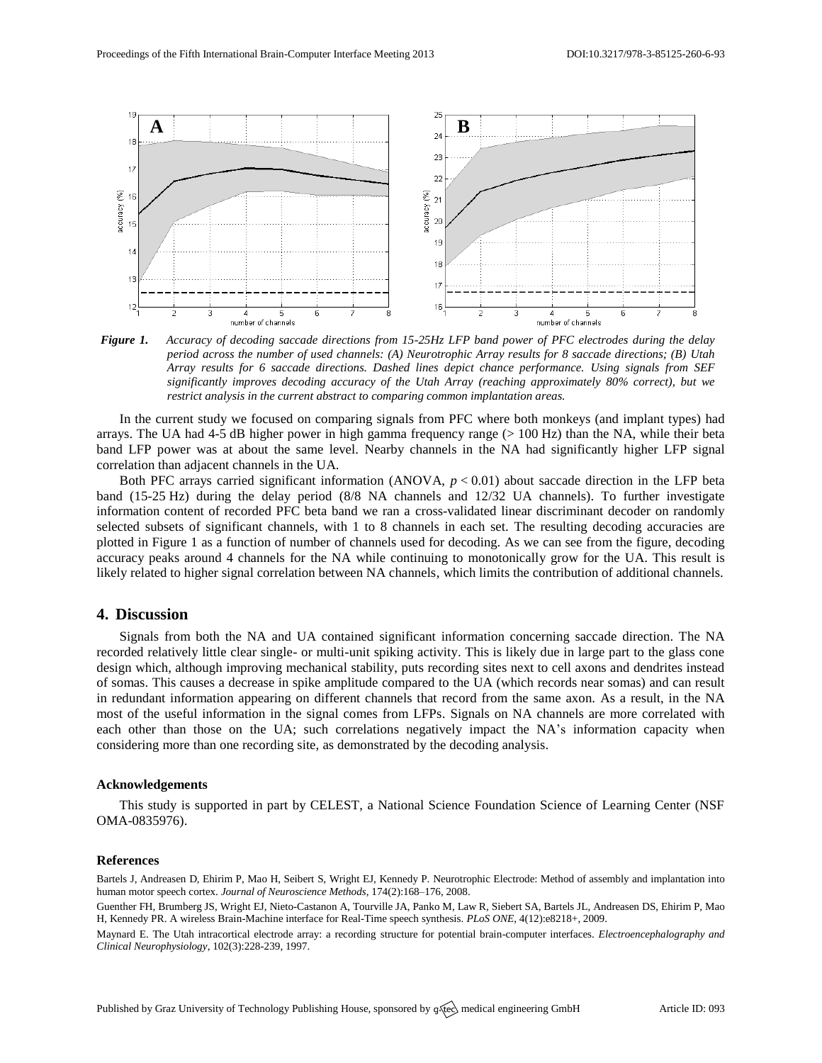A

accuracy (%)

19
18
17
16
15
14
13
12

1 2 3 4 5 6 7 8

number of channels

B

accuracy (%)

25
24
23
22
21
20
19
18
17
16

1 2 3 4 5 6 7 8

number of channels

***Figure 1.*** *Accuracy of decoding saccade directions from 15-25Hz LFP band power of PFC electrodes during the delay period across the number of used channels: (A) Neurotrophic Array results for 8 saccade directions; (B) Utah Array results for 6 saccade directions. Dashed lines depict chance performance. Using signals from SEF significantly improves decoding accuracy of the Utah Array (reaching approximately 80% correct), but we restrict analysis in the current abstract to comparing common implantation areas.*

In the current study we focused on comparing signals from PFC where both monkeys (and implant types) had arrays. The UA had 4-5 dB higher power in high gamma frequency range (> 100 Hz) than the NA, while their beta band LFP power was at about the same level. Nearby channels in the NA had significantly higher LFP signal correlation than adjacent channels in the UA.

Both PFC arrays carried significant information (ANOVA, $p < 0.01$) about saccade direction in the LFP beta band (15-25 Hz) during the delay period (8/8 NA channels and 12/32 UA channels). To further investigate information content of recorded PFC beta band we ran a cross-validated linear discriminant decoder on randomly selected subsets of significant channels, with 1 to 8 channels in each set. The resulting decoding accuracies are plotted in Figure 1 as a function of number of channels used for decoding. As we can see from the figure, decoding accuracy peaks around 4 channels for the NA while continuing to monotonically grow for the UA. This result is likely related to higher signal correlation between NA channels, which limits the contribution of additional channels.

## 4. Discussion

Signals from both the NA and UA contained significant information concerning saccade direction. The NA recorded relatively little clear single- or multi-unit spiking activity. This is likely due in large part to the glass cone design which, although improving mechanical stability, puts recording sites next to cell axons and dendrites instead of somas. This causes a decrease in spike amplitude compared to the UA (which records near somas) and can result in redundant information appearing on different channels that record from the same axon. As a result, in the NA most of the useful information in the signal comes from LFPs. Signals on NA channels are more correlated with each other than those on the UA; such correlations negatively impact the NA's information capacity when considering more than one recording site, as demonstrated by the decoding analysis.

#### Acknowledgements

This study is supported in part by CELEST, a National Science Foundation Science of Learning Center (NSF OMA-0835976).

#### References

Bartels J, Andreasen D, Ehirim P, Mao H, Seibert S, Wright EJ, Kennedy P. Neurotrophic Electrode: Method of assembly and implantation into human motor speech cortex. *Journal of Neuroscience Methods*, 174(2):168–176, 2008.

Guenther FH, Brumberg JS, Wright EJ, Nieto-Castanon A, Tourville JA, Panko M, Law R, Siebert SA, Bartels JL, Andreasen DS, Ehirim P, Mao H, Kennedy PR. A wireless Brain-Machine interface for Real-Time speech synthesis. *PLoS ONE*, 4(12):e8218+, 2009.

Maynard E. The Utah intracortical electrode array: a recording structure for potential brain-computer interfaces. *Electroencephalography and Clinical Neurophysiology*, 102(3):228-239, 1997.